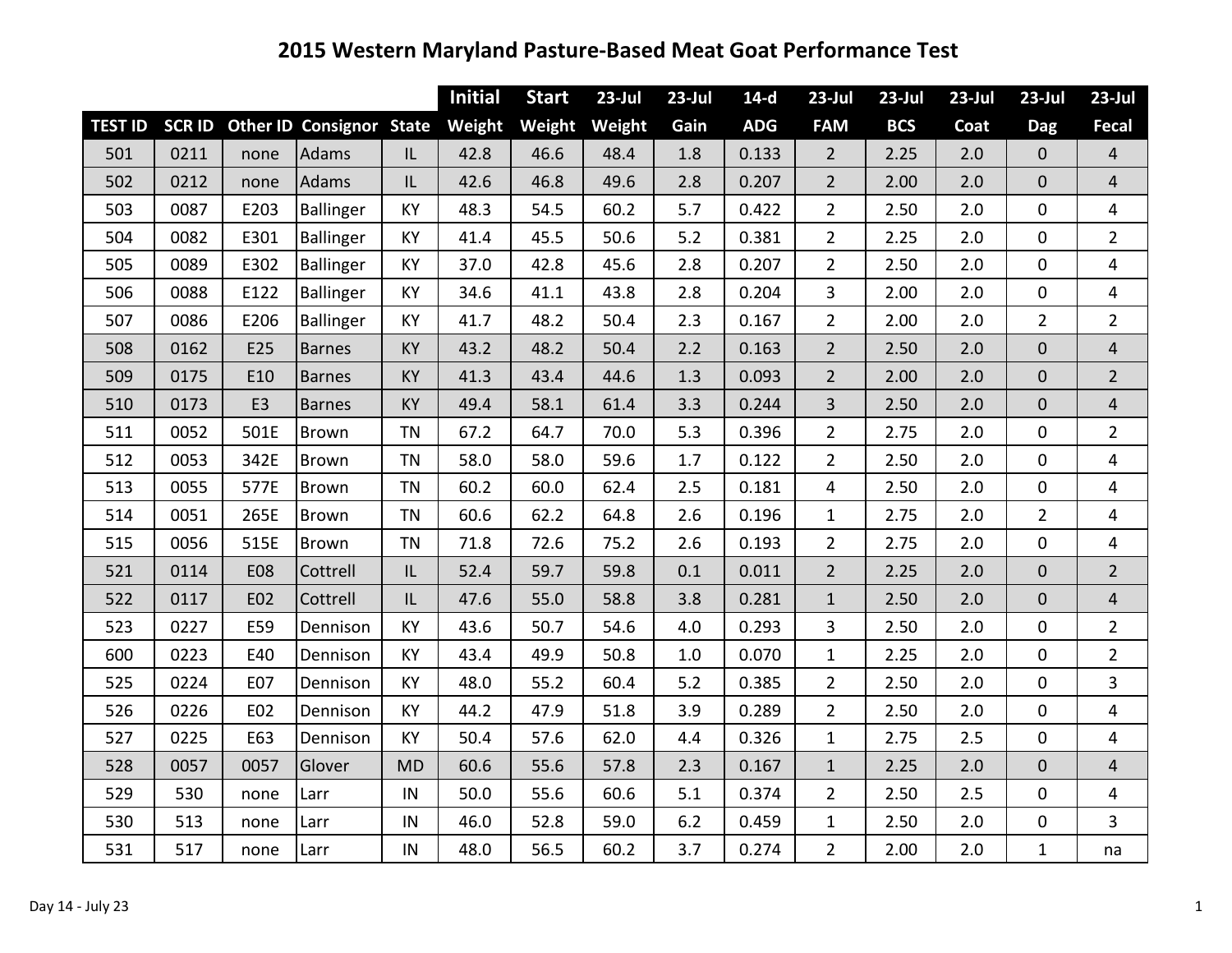# 2015 Western Maryland Pasture-Based Meat Goat Performance Test

| | | | | | Initial | Start | 23-Jul | 23-Jul | 14-d | 23-Jul | 23-Jul | 23-Jul | 23-Jul | 23-Jul |
|---|---|---|---|---|---|---|---|---|---|---|---|---|---|---|
| TEST ID | SCR ID | Other ID | Consignor | State | Weight | Weight | Weight | Gain | ADG | FAM | BCS | Coat | Dag | Fecal |
| 501 | 0211 | none | Adams | IL | 42.8 | 46.6 | 48.4 | 1.8 | 0.133 | 2 | 2.25 | 2.0 | 0 | 4 |
| 502 | 0212 | none | Adams | IL | 42.6 | 46.8 | 49.6 | 2.8 | 0.207 | 2 | 2.00 | 2.0 | 0 | 4 |
| 503 | 0087 | E203 | Ballinger | KY | 48.3 | 54.5 | 60.2 | 5.7 | 0.422 | 2 | 2.50 | 2.0 | 0 | 4 |
| 504 | 0082 | E301 | Ballinger | KY | 41.4 | 45.5 | 50.6 | 5.2 | 0.381 | 2 | 2.25 | 2.0 | 0 | 2 |
| 505 | 0089 | E302 | Ballinger | KY | 37.0 | 42.8 | 45.6 | 2.8 | 0.207 | 2 | 2.50 | 2.0 | 0 | 4 |
| 506 | 0088 | E122 | Ballinger | KY | 34.6 | 41.1 | 43.8 | 2.8 | 0.204 | 3 | 2.00 | 2.0 | 0 | 4 |
| 507 | 0086 | E206 | Ballinger | KY | 41.7 | 48.2 | 50.4 | 2.3 | 0.167 | 2 | 2.00 | 2.0 | 2 | 2 |
| 508 | 0162 | E25 | Barnes | KY | 43.2 | 48.2 | 50.4 | 2.2 | 0.163 | 2 | 2.50 | 2.0 | 0 | 4 |
| 509 | 0175 | E10 | Barnes | KY | 41.3 | 43.4 | 44.6 | 1.3 | 0.093 | 2 | 2.00 | 2.0 | 0 | 2 |
| 510 | 0173 | E3 | Barnes | KY | 49.4 | 58.1 | 61.4 | 3.3 | 0.244 | 3 | 2.50 | 2.0 | 0 | 4 |
| 511 | 0052 | 501E | Brown | TN | 67.2 | 64.7 | 70.0 | 5.3 | 0.396 | 2 | 2.75 | 2.0 | 0 | 2 |
| 512 | 0053 | 342E | Brown | TN | 58.0 | 58.0 | 59.6 | 1.7 | 0.122 | 2 | 2.50 | 2.0 | 0 | 4 |
| 513 | 0055 | 577E | Brown | TN | 60.2 | 60.0 | 62.4 | 2.5 | 0.181 | 4 | 2.50 | 2.0 | 0 | 4 |
| 514 | 0051 | 265E | Brown | TN | 60.6 | 62.2 | 64.8 | 2.6 | 0.196 | 1 | 2.75 | 2.0 | 2 | 4 |
| 515 | 0056 | 515E | Brown | TN | 71.8 | 72.6 | 75.2 | 2.6 | 0.193 | 2 | 2.75 | 2.0 | 0 | 4 |
| 521 | 0114 | E08 | Cottrell | IL | 52.4 | 59.7 | 59.8 | 0.1 | 0.011 | 2 | 2.25 | 2.0 | 0 | 2 |
| 522 | 0117 | E02 | Cottrell | IL | 47.6 | 55.0 | 58.8 | 3.8 | 0.281 | 1 | 2.50 | 2.0 | 0 | 4 |
| 523 | 0227 | E59 | Dennison | KY | 43.6 | 50.7 | 54.6 | 4.0 | 0.293 | 3 | 2.50 | 2.0 | 0 | 2 |
| 600 | 0223 | E40 | Dennison | KY | 43.4 | 49.9 | 50.8 | 1.0 | 0.070 | 1 | 2.25 | 2.0 | 0 | 2 |
| 525 | 0224 | E07 | Dennison | KY | 48.0 | 55.2 | 60.4 | 5.2 | 0.385 | 2 | 2.50 | 2.0 | 0 | 3 |
| 526 | 0226 | E02 | Dennison | KY | 44.2 | 47.9 | 51.8 | 3.9 | 0.289 | 2 | 2.50 | 2.0 | 0 | 4 |
| 527 | 0225 | E63 | Dennison | KY | 50.4 | 57.6 | 62.0 | 4.4 | 0.326 | 1 | 2.75 | 2.5 | 0 | 4 |
| 528 | 0057 | 0057 | Glover | MD | 60.6 | 55.6 | 57.8 | 2.3 | 0.167 | 1 | 2.25 | 2.0 | 0 | 4 |
| 529 | 530 | none | Larr | IN | 50.0 | 55.6 | 60.6 | 5.1 | 0.374 | 2 | 2.50 | 2.5 | 0 | 4 |
| 530 | 513 | none | Larr | IN | 46.0 | 52.8 | 59.0 | 6.2 | 0.459 | 1 | 2.50 | 2.0 | 0 | 3 |
| 531 | 517 | none | Larr | IN | 48.0 | 56.5 | 60.2 | 3.7 | 0.274 | 2 | 2.00 | 2.0 | 1 | na |

Day 14 - July 23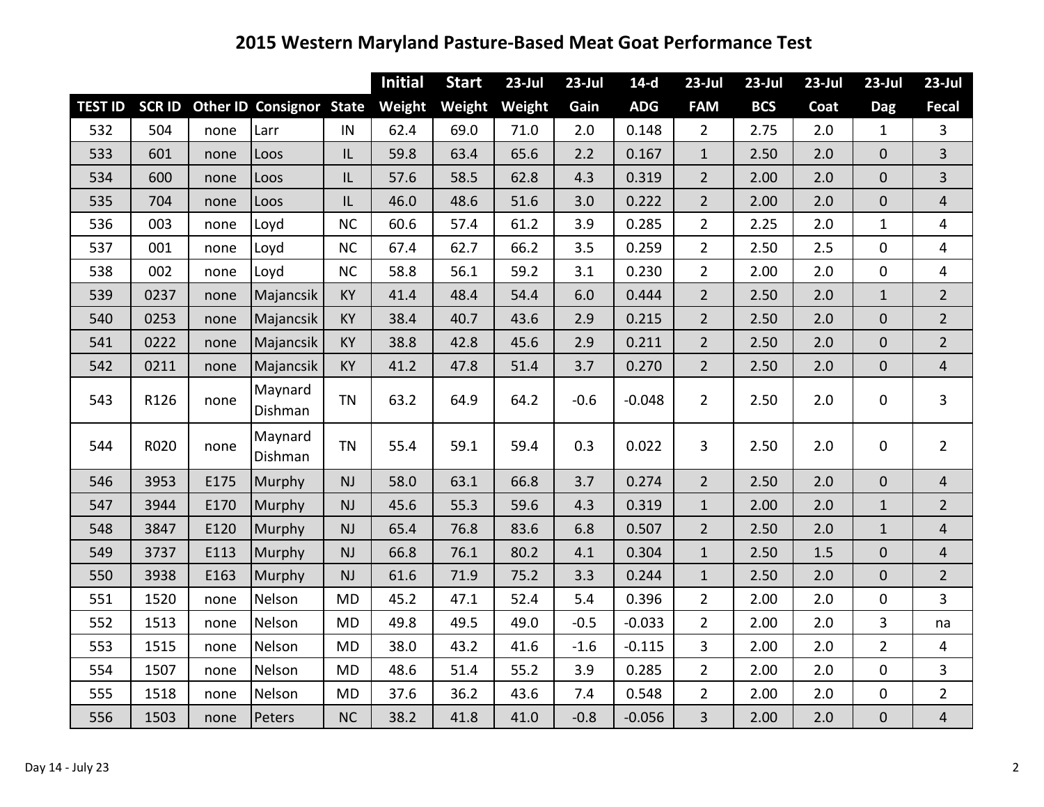# 2015 Western Maryland Pasture-Based Meat Goat Performance Test

| | | | | | Initial | Start | 23-Jul | 23-Jul | 14-d | 23-Jul | 23-Jul | 23-Jul | 23-Jul | 23-Jul |
|---|---|---|---|---|---|---|---|---|---|---|---|---|---|---|
| TEST ID | SCR ID | Other ID | Consignor | State | Weight | Weight | Weight | Gain | ADG | FAM | BCS | Coat | Dag | Fecal |
| 532 | 504 | none | Larr | IN | 62.4 | 69.0 | 71.0 | 2.0 | 0.148 | 2 | 2.75 | 2.0 | 1 | 3 |
| 533 | 601 | none | Loos | IL | 59.8 | 63.4 | 65.6 | 2.2 | 0.167 | 1 | 2.50 | 2.0 | 0 | 3 |
| 534 | 600 | none | Loos | IL | 57.6 | 58.5 | 62.8 | 4.3 | 0.319 | 2 | 2.00 | 2.0 | 0 | 3 |
| 535 | 704 | none | Loos | IL | 46.0 | 48.6 | 51.6 | 3.0 | 0.222 | 2 | 2.00 | 2.0 | 0 | 4 |
| 536 | 003 | none | Loyd | NC | 60.6 | 57.4 | 61.2 | 3.9 | 0.285 | 2 | 2.25 | 2.0 | 1 | 4 |
| 537 | 001 | none | Loyd | NC | 67.4 | 62.7 | 66.2 | 3.5 | 0.259 | 2 | 2.50 | 2.5 | 0 | 4 |
| 538 | 002 | none | Loyd | NC | 58.8 | 56.1 | 59.2 | 3.1 | 0.230 | 2 | 2.00 | 2.0 | 0 | 4 |
| 539 | 0237 | none | Majancsik | KY | 41.4 | 48.4 | 54.4 | 6.0 | 0.444 | 2 | 2.50 | 2.0 | 1 | 2 |
| 540 | 0253 | none | Majancsik | KY | 38.4 | 40.7 | 43.6 | 2.9 | 0.215 | 2 | 2.50 | 2.0 | 0 | 2 |
| 541 | 0222 | none | Majancsik | KY | 38.8 | 42.8 | 45.6 | 2.9 | 0.211 | 2 | 2.50 | 2.0 | 0 | 2 |
| 542 | 0211 | none | Majancsik | KY | 41.2 | 47.8 | 51.4 | 3.7 | 0.270 | 2 | 2.50 | 2.0 | 0 | 4 |
| 543 | R126 | none | Maynard Dishman | TN | 63.2 | 64.9 | 64.2 | -0.6 | -0.048 | 2 | 2.50 | 2.0 | 0 | 3 |
| 544 | R020 | none | Maynard Dishman | TN | 55.4 | 59.1 | 59.4 | 0.3 | 0.022 | 3 | 2.50 | 2.0 | 0 | 2 |
| 546 | 3953 | E175 | Murphy | NJ | 58.0 | 63.1 | 66.8 | 3.7 | 0.274 | 2 | 2.50 | 2.0 | 0 | 4 |
| 547 | 3944 | E170 | Murphy | NJ | 45.6 | 55.3 | 59.6 | 4.3 | 0.319 | 1 | 2.00 | 2.0 | 1 | 2 |
| 548 | 3847 | E120 | Murphy | NJ | 65.4 | 76.8 | 83.6 | 6.8 | 0.507 | 2 | 2.50 | 2.0 | 1 | 4 |
| 549 | 3737 | E113 | Murphy | NJ | 66.8 | 76.1 | 80.2 | 4.1 | 0.304 | 1 | 2.50 | 1.5 | 0 | 4 |
| 550 | 3938 | E163 | Murphy | NJ | 61.6 | 71.9 | 75.2 | 3.3 | 0.244 | 1 | 2.50 | 2.0 | 0 | 2 |
| 551 | 1520 | none | Nelson | MD | 45.2 | 47.1 | 52.4 | 5.4 | 0.396 | 2 | 2.00 | 2.0 | 0 | 3 |
| 552 | 1513 | none | Nelson | MD | 49.8 | 49.5 | 49.0 | -0.5 | -0.033 | 2 | 2.00 | 2.0 | 3 | na |
| 553 | 1515 | none | Nelson | MD | 38.0 | 43.2 | 41.6 | -1.6 | -0.115 | 3 | 2.00 | 2.0 | 2 | 4 |
| 554 | 1507 | none | Nelson | MD | 48.6 | 51.4 | 55.2 | 3.9 | 0.285 | 2 | 2.00 | 2.0 | 0 | 3 |
| 555 | 1518 | none | Nelson | MD | 37.6 | 36.2 | 43.6 | 7.4 | 0.548 | 2 | 2.00 | 2.0 | 0 | 2 |
| 556 | 1503 | none | Peters | NC | 38.2 | 41.8 | 41.0 | -0.8 | -0.056 | 3 | 2.00 | 2.0 | 0 | 4 |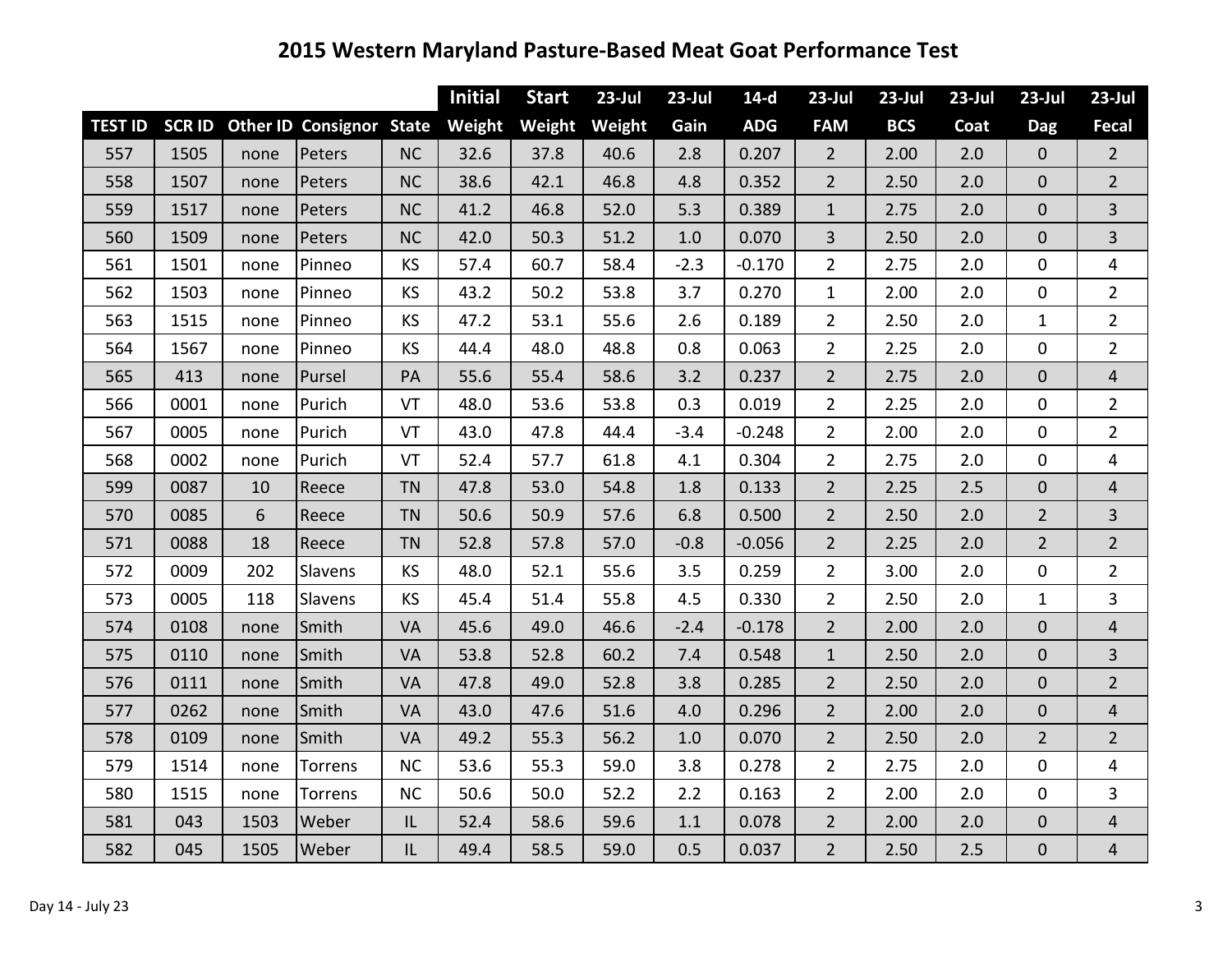# 2015 Western Maryland Pasture-Based Meat Goat Performance Test

| | | | | | Initial | Start | 23-Jul | 23-Jul | 14-d | 23-Jul | 23-Jul | 23-Jul | 23-Jul | 23-Jul |
|---|---|---|---|---|---|---|---|---|---|---|---|---|---|---|
| TEST ID | SCR ID | Other ID | Consignor | State | Weight | Weight | Weight | Gain | ADG | FAM | BCS | Coat | Dag | Fecal |
| 557 | 1505 | none | Peters | NC | 32.6 | 37.8 | 40.6 | 2.8 | 0.207 | 2 | 2.00 | 2.0 | 0 | 2 |
| 558 | 1507 | none | Peters | NC | 38.6 | 42.1 | 46.8 | 4.8 | 0.352 | 2 | 2.50 | 2.0 | 0 | 2 |
| 559 | 1517 | none | Peters | NC | 41.2 | 46.8 | 52.0 | 5.3 | 0.389 | 1 | 2.75 | 2.0 | 0 | 3 |
| 560 | 1509 | none | Peters | NC | 42.0 | 50.3 | 51.2 | 1.0 | 0.070 | 3 | 2.50 | 2.0 | 0 | 3 |
| 561 | 1501 | none | Pinneo | KS | 57.4 | 60.7 | 58.4 | -2.3 | -0.170 | 2 | 2.75 | 2.0 | 0 | 4 |
| 562 | 1503 | none | Pinneo | KS | 43.2 | 50.2 | 53.8 | 3.7 | 0.270 | 1 | 2.00 | 2.0 | 0 | 2 |
| 563 | 1515 | none | Pinneo | KS | 47.2 | 53.1 | 55.6 | 2.6 | 0.189 | 2 | 2.50 | 2.0 | 1 | 2 |
| 564 | 1567 | none | Pinneo | KS | 44.4 | 48.0 | 48.8 | 0.8 | 0.063 | 2 | 2.25 | 2.0 | 0 | 2 |
| 565 | 413 | none | Pursel | PA | 55.6 | 55.4 | 58.6 | 3.2 | 0.237 | 2 | 2.75 | 2.0 | 0 | 4 |
| 566 | 0001 | none | Purich | VT | 48.0 | 53.6 | 53.8 | 0.3 | 0.019 | 2 | 2.25 | 2.0 | 0 | 2 |
| 567 | 0005 | none | Purich | VT | 43.0 | 47.8 | 44.4 | -3.4 | -0.248 | 2 | 2.00 | 2.0 | 0 | 2 |
| 568 | 0002 | none | Purich | VT | 52.4 | 57.7 | 61.8 | 4.1 | 0.304 | 2 | 2.75 | 2.0 | 0 | 4 |
| 599 | 0087 | 10 | Reece | TN | 47.8 | 53.0 | 54.8 | 1.8 | 0.133 | 2 | 2.25 | 2.5 | 0 | 4 |
| 570 | 0085 | 6 | Reece | TN | 50.6 | 50.9 | 57.6 | 6.8 | 0.500 | 2 | 2.50 | 2.0 | 2 | 3 |
| 571 | 0088 | 18 | Reece | TN | 52.8 | 57.8 | 57.0 | -0.8 | -0.056 | 2 | 2.25 | 2.0 | 2 | 2 |
| 572 | 0009 | 202 | Slavens | KS | 48.0 | 52.1 | 55.6 | 3.5 | 0.259 | 2 | 3.00 | 2.0 | 0 | 2 |
| 573 | 0005 | 118 | Slavens | KS | 45.4 | 51.4 | 55.8 | 4.5 | 0.330 | 2 | 2.50 | 2.0 | 1 | 3 |
| 574 | 0108 | none | Smith | VA | 45.6 | 49.0 | 46.6 | -2.4 | -0.178 | 2 | 2.00 | 2.0 | 0 | 4 |
| 575 | 0110 | none | Smith | VA | 53.8 | 52.8 | 60.2 | 7.4 | 0.548 | 1 | 2.50 | 2.0 | 0 | 3 |
| 576 | 0111 | none | Smith | VA | 47.8 | 49.0 | 52.8 | 3.8 | 0.285 | 2 | 2.50 | 2.0 | 0 | 2 |
| 577 | 0262 | none | Smith | VA | 43.0 | 47.6 | 51.6 | 4.0 | 0.296 | 2 | 2.00 | 2.0 | 0 | 4 |
| 578 | 0109 | none | Smith | VA | 49.2 | 55.3 | 56.2 | 1.0 | 0.070 | 2 | 2.50 | 2.0 | 2 | 2 |
| 579 | 1514 | none | Torrens | NC | 53.6 | 55.3 | 59.0 | 3.8 | 0.278 | 2 | 2.75 | 2.0 | 0 | 4 |
| 580 | 1515 | none | Torrens | NC | 50.6 | 50.0 | 52.2 | 2.2 | 0.163 | 2 | 2.00 | 2.0 | 0 | 3 |
| 581 | 043 | 1503 | Weber | IL | 52.4 | 58.6 | 59.6 | 1.1 | 0.078 | 2 | 2.00 | 2.0 | 0 | 4 |
| 582 | 045 | 1505 | Weber | IL | 49.4 | 58.5 | 59.0 | 0.5 | 0.037 | 2 | 2.50 | 2.5 | 0 | 4 |

Day 14 - July 23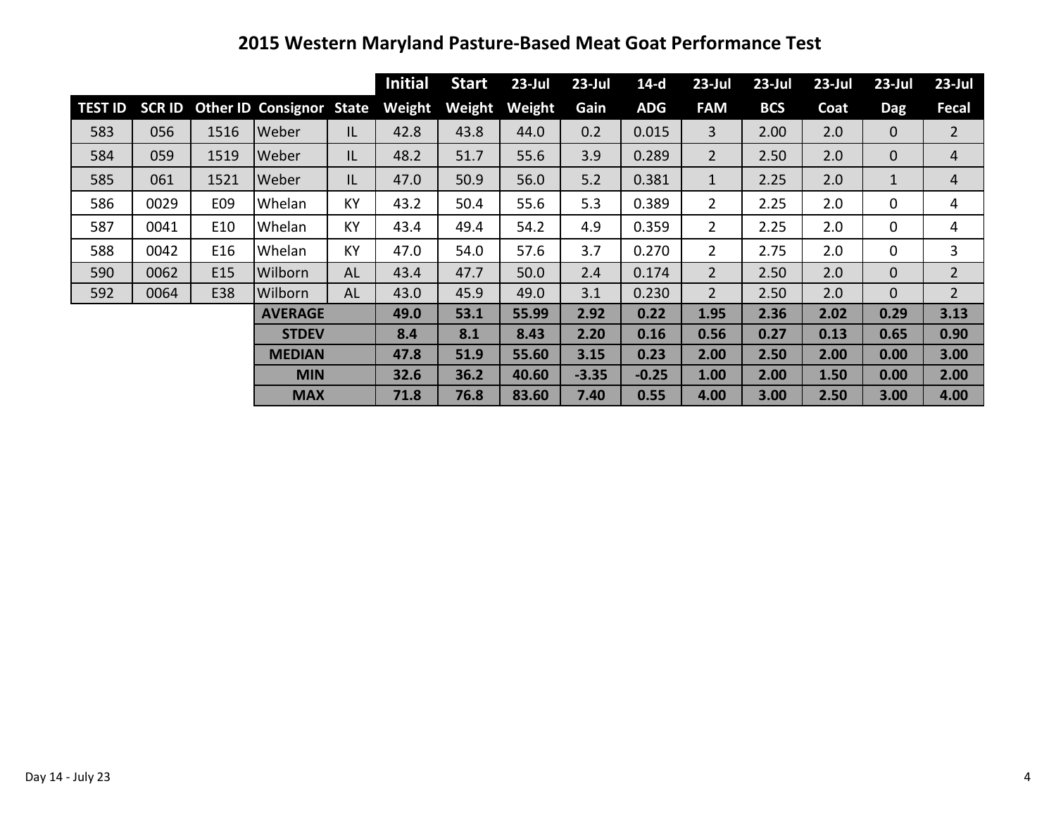# 2015 Western Maryland Pasture-Based Meat Goat Performance Test

| | | | | | Initial | Start | 23-Jul | 23-Jul | 14-d | 23-Jul | 23-Jul | 23-Jul | 23-Jul | 23-Jul |
|---|---|---|---|---|---|---|---|---|---|---|---|---|---|---|
| **TEST ID** | **SCR ID** | **Other ID** | **Consignor** | **State** | **Weight** | **Weight** | **Weight** | **Gain** | **ADG** | **FAM** | **BCS** | **Coat** | **Dag** | **Fecal** |
| 583 | 056 | 1516 | Weber | IL | 42.8 | 43.8 | 44.0 | 0.2 | 0.015 | 3 | 2.00 | 2.0 | 0 | 2 |
| 584 | 059 | 1519 | Weber | IL | 48.2 | 51.7 | 55.6 | 3.9 | 0.289 | 2 | 2.50 | 2.0 | 0 | 4 |
| 585 | 061 | 1521 | Weber | IL | 47.0 | 50.9 | 56.0 | 5.2 | 0.381 | 1 | 2.25 | 2.0 | 1 | 4 |
| 586 | 0029 | E09 | Whelan | KY | 43.2 | 50.4 | 55.6 | 5.3 | 0.389 | 2 | 2.25 | 2.0 | 0 | 4 |
| 587 | 0041 | E10 | Whelan | KY | 43.4 | 49.4 | 54.2 | 4.9 | 0.359 | 2 | 2.25 | 2.0 | 0 | 4 |
| 588 | 0042 | E16 | Whelan | KY | 47.0 | 54.0 | 57.6 | 3.7 | 0.270 | 2 | 2.75 | 2.0 | 0 | 3 |
| 590 | 0062 | E15 | Wilborn | AL | 43.4 | 47.7 | 50.0 | 2.4 | 0.174 | 2 | 2.50 | 2.0 | 0 | 2 |
| 592 | 0064 | E38 | Wilborn | AL | 43.0 | 45.9 | 49.0 | 3.1 | 0.230 | 2 | 2.50 | 2.0 | 0 | 2 |
| | | | **AVERAGE** | | **49.0** | **53.1** | **55.99** | **2.92** | **0.22** | **1.95** | **2.36** | **2.02** | **0.29** | **3.13** |
| | | | **STDEV** | | **8.4** | **8.1** | **8.43** | **2.20** | **0.16** | **0.56** | **0.27** | **0.13** | **0.65** | **0.90** |
| | | | **MEDIAN** | | **47.8** | **51.9** | **55.60** | **3.15** | **0.23** | **2.00** | **2.50** | **2.00** | **0.00** | **3.00** |
| | | | **MIN** | | **32.6** | **36.2** | **40.60** | **-3.35** | **-0.25** | **1.00** | **2.00** | **1.50** | **0.00** | **2.00** |
| | | | **MAX** | | **71.8** | **76.8** | **83.60** | **7.40** | **0.55** | **4.00** | **3.00** | **2.50** | **3.00** | **4.00** |